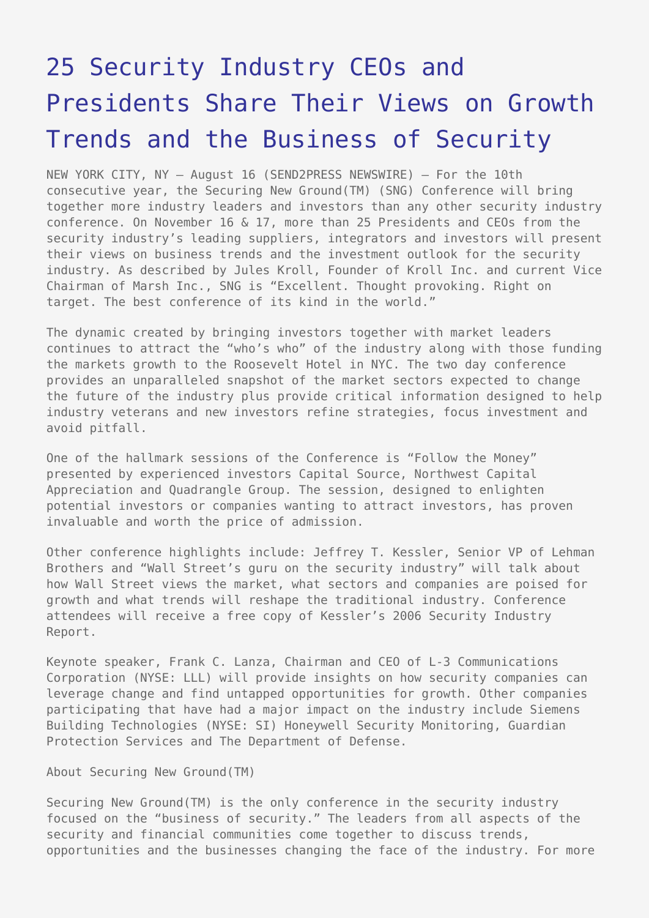# 25 Security Industry CEOs and Presidents Share Their Views on Growth Trends and the Business of Security

NEW YORK CITY, NY – August 16 (SEND2PRESS NEWSWIRE) — For the 10th consecutive year, the Securing New Ground(TM) (SNG) Conference will bring together more industry leaders and investors than any other security industry conference. On November 16 & 17, more than 25 Presidents and CEOs from the security industry's leading suppliers, integrators and investors will present their views on business trends and the investment outlook for the security industry. As described by Jules Kroll, Founder of Kroll Inc. and current Vice Chairman of Marsh Inc., SNG is "Excellent. Thought provoking. Right on target. The best conference of its kind in the world."

The dynamic created by bringing investors together with market leaders continues to attract the "who's who" of the industry along with those funding the markets growth to the Roosevelt Hotel in NYC. The two day conference provides an unparalleled snapshot of the market sectors expected to change the future of the industry plus provide critical information designed to help industry veterans and new investors refine strategies, focus investment and avoid pitfall.

One of the hallmark sessions of the Conference is "Follow the Money" presented by experienced investors Capital Source, Northwest Capital Appreciation and Quadrangle Group. The session, designed to enlighten potential investors or companies wanting to attract investors, has proven invaluable and worth the price of admission.

Other conference highlights include: Jeffrey T. Kessler, Senior VP of Lehman Brothers and "Wall Street's guru on the security industry" will talk about how Wall Street views the market, what sectors and companies are poised for growth and what trends will reshape the traditional industry. Conference attendees will receive a free copy of Kessler's 2006 Security Industry Report.

Keynote speaker, Frank C. Lanza, Chairman and CEO of L-3 Communications Corporation (NYSE: LLL) will provide insights on how security companies can leverage change and find untapped opportunities for growth. Other companies participating that have had a major impact on the industry include Siemens Building Technologies (NYSE: SI) Honeywell Security Monitoring, Guardian Protection Services and The Department of Defense.

About Securing New Ground(TM)

Securing New Ground(TM) is the only conference in the security industry focused on the "business of security." The leaders from all aspects of the security and financial communities come together to discuss trends, opportunities and the businesses changing the face of the industry. For more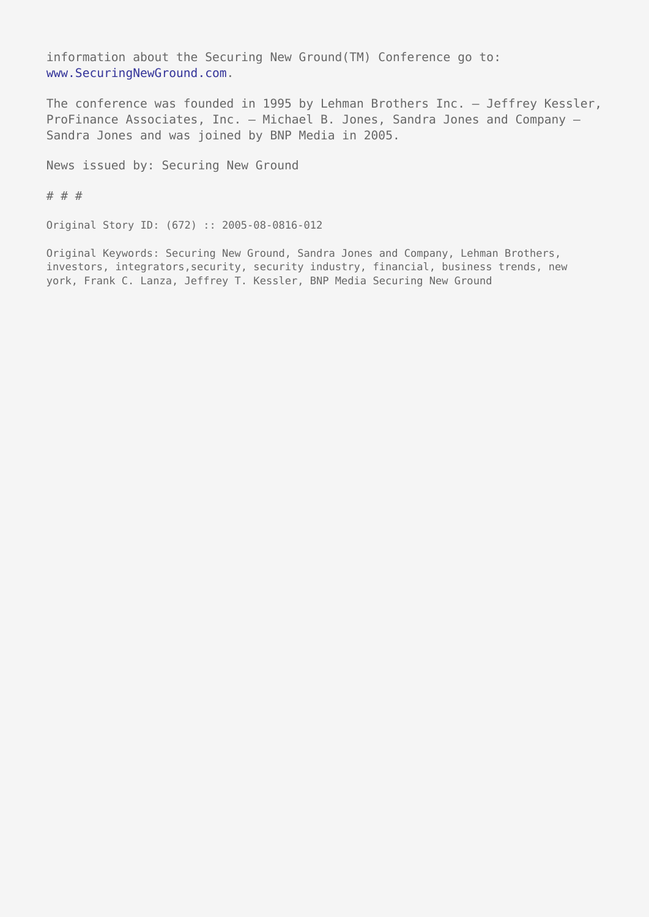information about the Securing New Ground(TM) Conference go to: www.SecuringNewGround.com.

The conference was founded in 1995 by Lehman Brothers Inc. – Jeffrey Kessler, ProFinance Associates, Inc. – Michael B. Jones, Sandra Jones and Company – Sandra Jones and was joined by BNP Media in 2005.

News issued by: Securing New Ground

# # #

Original Story ID: (672) :: 2005-08-0816-012

Original Keywords: Securing New Ground, Sandra Jones and Company, Lehman Brothers, investors, integrators,security, security industry, financial, business trends, new york, Frank C. Lanza, Jeffrey T. Kessler, BNP Media Securing New Ground